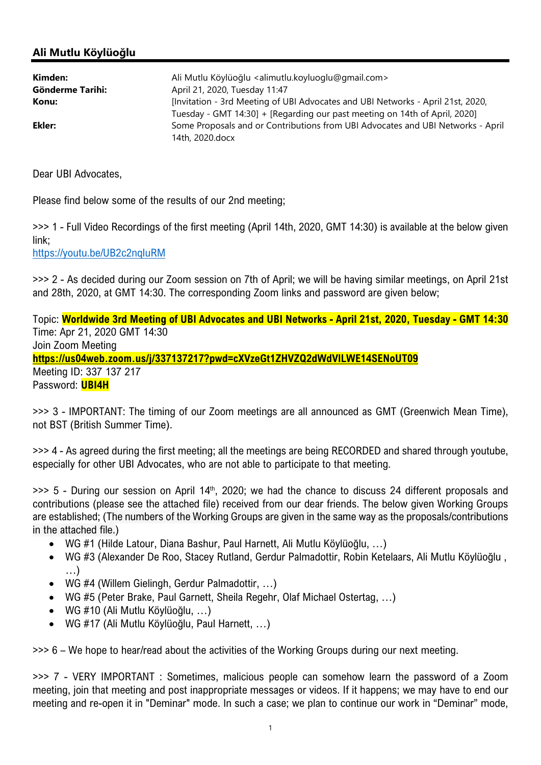## Ali Mutlu Köylüoğlu

**Kimden:** Ali Mutlu Köylüoğlu <alimutlu.koyluoglu@gmail.com>
**Gönderme Tarihi:** April 21, 2020, Tuesday 11:47
**Konu:** [Invitation - 3rd Meeting of UBI Advocates and UBI Networks - April 21st, 2020, Tuesday - GMT 14:30] + [Regarding our past meeting on 14th of April, 2020]
**Ekler:** Some Proposals and or Contributions from UBI Advocates and UBI Networks - April 14th, 2020.docx

Dear UBI Advocates,

Please find below some of the results of our 2nd meeting;

>>> 1 - Full Video Recordings of the first meeting (April 14th, 2020, GMT 14:30) is available at the below given link;
https://youtu.be/UB2c2nqluRM

>>> 2 - As decided during our Zoom session on 7th of April; we will be having similar meetings, on April 21st and 28th, 2020, at GMT 14:30. The corresponding Zoom links and password are given below;

Topic: **Worldwide 3rd Meeting of UBI Advocates and UBI Networks - April 21st, 2020, Tuesday - GMT 14:30**
Time: Apr 21, 2020 GMT 14:30
Join Zoom Meeting
**https://us04web.zoom.us/j/337137217?pwd=cXVzeGt1ZHVZQ2dWdVlLWE14SENoUT09**
Meeting ID: 337 137 217
Password: **UBI4H**

>>> 3 - IMPORTANT: The timing of our Zoom meetings are all announced as GMT (Greenwich Mean Time), not BST (British Summer Time).

>>> 4 - As agreed during the first meeting; all the meetings are being RECORDED and shared through youtube, especially for other UBI Advocates, who are not able to participate to that meeting.

>>> 5 - During our session on April 14th, 2020; we had the chance to discuss 24 different proposals and contributions (please see the attached file) received from our dear friends. The below given Working Groups are established; (The numbers of the Working Groups are given in the same way as the proposals/contributions in the attached file.)

- WG #1 (Hilde Latour, Diana Bashur, Paul Harnett, Ali Mutlu Köylüoğlu, …)
- WG #3 (Alexander De Roo, Stacey Rutland, Gerdur Palmadottir, Robin Ketelaars, Ali Mutlu Köylüoğlu , …)
- WG #4 (Willem Gielingh, Gerdur Palmadottir, …)
- WG #5 (Peter Brake, Paul Garnett, Sheila Regehr, Olaf Michael Ostertag, …)
- WG #10 (Ali Mutlu Köylüoğlu, …)
- WG #17 (Ali Mutlu Köylüoğlu, Paul Harnett, …)

>>> 6 – We hope to hear/read about the activities of the Working Groups during our next meeting.

>>> 7 - VERY IMPORTANT : Sometimes, malicious people can somehow learn the password of a Zoom meeting, join that meeting and post inappropriate messages or videos. If it happens; we may have to end our meeting and re-open it in "Deminar" mode. In such a case; we plan to continue our work in "Deminar" mode,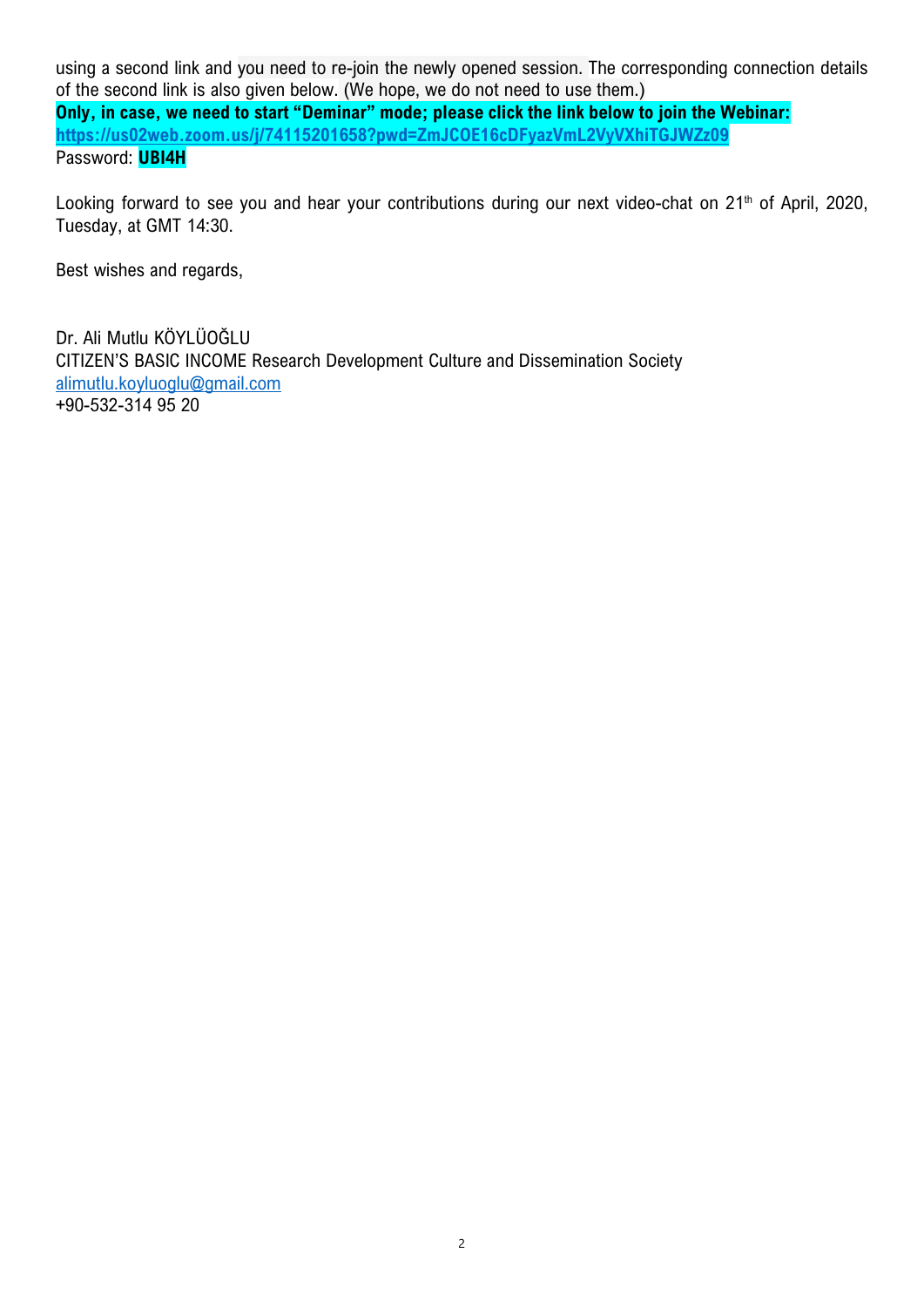using a second link and you need to re-join the newly opened session. The corresponding connection details of the second link is also given below. (We hope, we do not need to use them.)

**Only, in case, we need to start "Deminar" mode; please click the link below to join the Webinar:**
**https://us02web.zoom.us/j/74115201658?pwd=ZmJCOE16cDFyazVmL2VyVXhiTGJWZz09**
Password: **UBI4H**

Looking forward to see you and hear your contributions during our next video-chat on 21th of April, 2020, Tuesday, at GMT 14:30.

Best wishes and regards,

Dr. Ali Mutlu KÖYLÜOĞLU
CITIZEN'S BASIC INCOME Research Development Culture and Dissemination Society
alimutlu.koyluoglu@gmail.com
+90-532-314 95 20